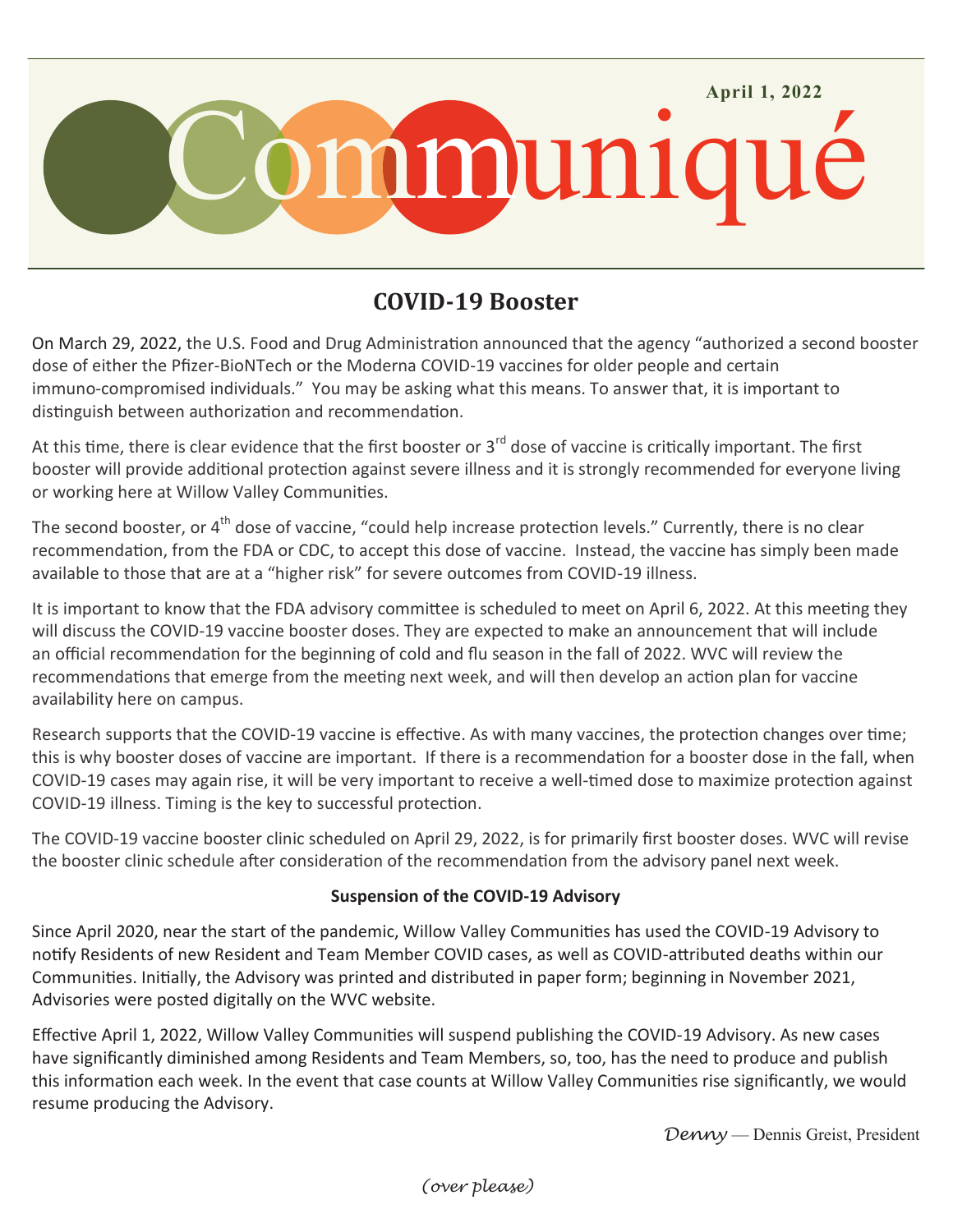# Communiqué

**April 1, 2022**

## COVID-19 Booster

On March 29, 2022, the U.S. Food and Drug Administration announced that the agency "authorized a second booster dose of either the Pfizer-BioNTech or the Moderna COVID-19 vaccines for older people and certain immuno-compromised individuals." You may be asking what this means. To answer that, it is important to distinguish between authorization and recommendation.

At this time, there is clear evidence that the first booster or 3rd dose of vaccine is critically important. The first booster will provide additional protection against severe illness and it is strongly recommended for everyone living or working here at Willow Valley Communities.

The second booster, or 4th dose of vaccine, "could help increase protection levels." Currently, there is no clear recommendation, from the FDA or CDC, to accept this dose of vaccine. Instead, the vaccine has simply been made available to those that are at a "higher risk" for severe outcomes from COVID-19 illness.

It is important to know that the FDA advisory committee is scheduled to meet on April 6, 2022. At this meeting they will discuss the COVID-19 vaccine booster doses. They are expected to make an announcement that will include an official recommendation for the beginning of cold and flu season in the fall of 2022. WVC will review the recommendations that emerge from the meeting next week, and will then develop an action plan for vaccine availability here on campus.

Research supports that the COVID-19 vaccine is effective. As with many vaccines, the protection changes over time; this is why booster doses of vaccine are important. If there is a recommendation for a booster dose in the fall, when COVID-19 cases may again rise, it will be very important to receive a well-timed dose to maximize protection against COVID-19 illness. Timing is the key to successful protection.

The COVID-19 vaccine booster clinic scheduled on April 29, 2022, is for primarily first booster doses. WVC will revise the booster clinic schedule after consideration of the recommendation from the advisory panel next week.

**Suspension of the COVID-19 Advisory**

Since April 2020, near the start of the pandemic, Willow Valley Communities has used the COVID-19 Advisory to notify Residents of new Resident and Team Member COVID cases, as well as COVID-attributed deaths within our Communities. Initially, the Advisory was printed and distributed in paper form; beginning in November 2021, Advisories were posted digitally on the WVC website.

Effective April 1, 2022, Willow Valley Communities will suspend publishing the COVID-19 Advisory. As new cases have significantly diminished among Residents and Team Members, so, too, has the need to produce and publish this information each week. In the event that case counts at Willow Valley Communities rise significantly, we would resume producing the Advisory.

*Denny* — Dennis Greist, President

*(over please)*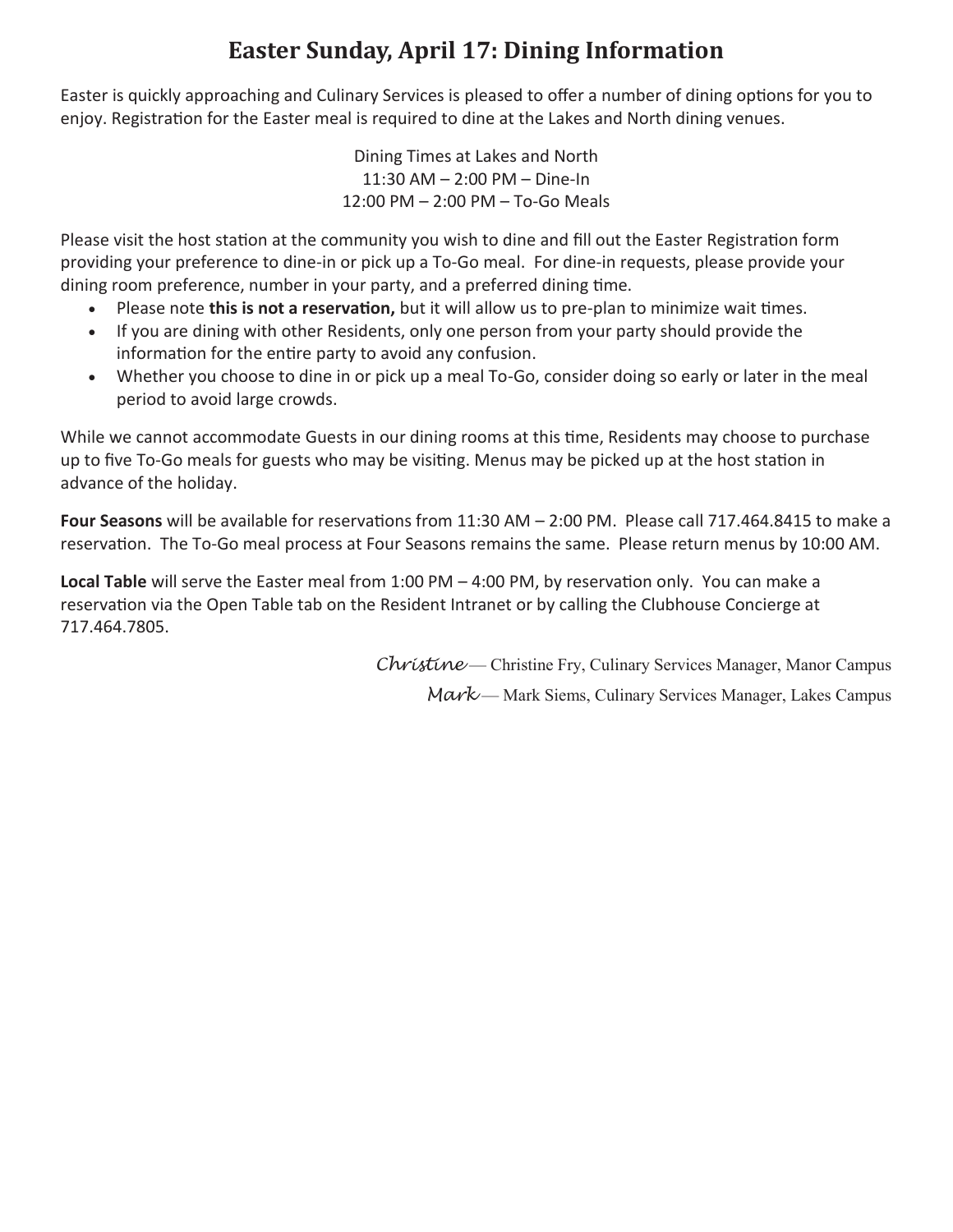# Easter Sunday, April 17: Dining Information

Easter is quickly approaching and Culinary Services is pleased to offer a number of dining options for you to enjoy. Registration for the Easter meal is required to dine at the Lakes and North dining venues.

Dining Times at Lakes and North
11:30 AM – 2:00 PM – Dine-In
12:00 PM – 2:00 PM – To-Go Meals

Please visit the host station at the community you wish to dine and fill out the Easter Registration form providing your preference to dine-in or pick up a To-Go meal. For dine-in requests, please provide your dining room preference, number in your party, and a preferred dining time.

- Please note **this is not a reservation,** but it will allow us to pre-plan to minimize wait times.
- If you are dining with other Residents, only one person from your party should provide the information for the entire party to avoid any confusion.
- Whether you choose to dine in or pick up a meal To-Go, consider doing so early or later in the meal period to avoid large crowds.

While we cannot accommodate Guests in our dining rooms at this time, Residents may choose to purchase up to five To-Go meals for guests who may be visiting. Menus may be picked up at the host station in advance of the holiday.

**Four Seasons** will be available for reservations from 11:30 AM – 2:00 PM. Please call 717.464.8415 to make a reservation. The To-Go meal process at Four Seasons remains the same. Please return menus by 10:00 AM.

**Local Table** will serve the Easter meal from 1:00 PM – 4:00 PM, by reservation only. You can make a reservation via the Open Table tab on the Resident Intranet or by calling the Clubhouse Concierge at 717.464.7805.

*Christine* — Christine Fry, Culinary Services Manager, Manor Campus

*Mark* — Mark Siems, Culinary Services Manager, Lakes Campus